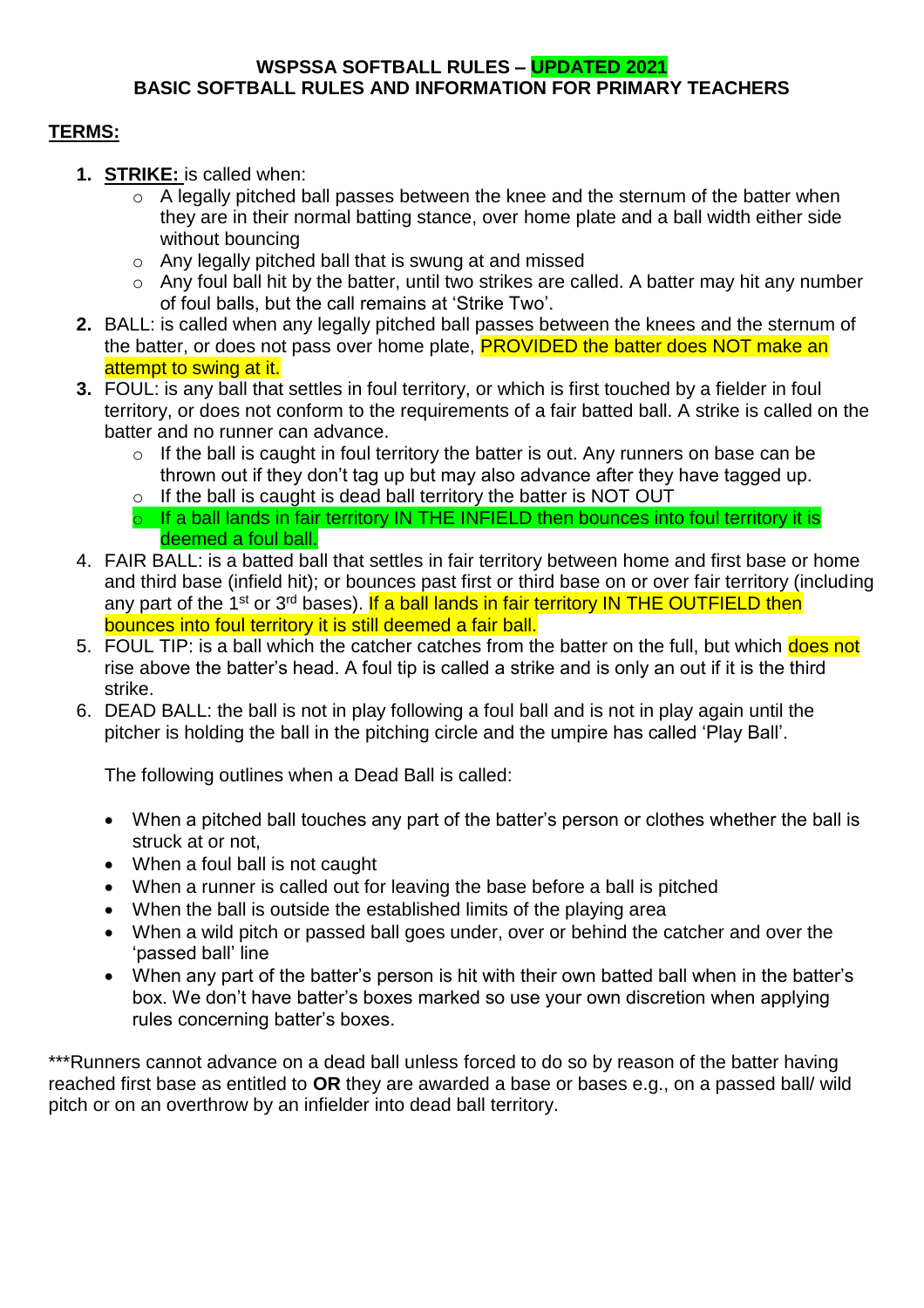**WSPSSA SOFTBALL RULES – UPDATED 2021**
**BASIC SOFTBALL RULES AND INFORMATION FOR PRIMARY TEACHERS**

## TERMS:

1. **STRIKE:** is called when:
   - A legally pitched ball passes between the knee and the sternum of the batter when they are in their normal batting stance, over home plate and a ball width either side without bouncing
   - Any legally pitched ball that is swung at and missed
   - Any foul ball hit by the batter, until two strikes are called. A batter may hit any number of foul balls, but the call remains at 'Strike Two'.
2. BALL: is called when any legally pitched ball passes between the knees and the sternum of the batter, or does not pass over home plate, PROVIDED the batter does NOT make an attempt to swing at it.
3. FOUL: is any ball that settles in foul territory, or which is first touched by a fielder in foul territory, or does not conform to the requirements of a fair batted ball. A strike is called on the batter and no runner can advance.
   - If the ball is caught in foul territory the batter is out. Any runners on base can be thrown out if they don't tag up but may also advance after they have tagged up.
   - If the ball is caught is dead ball territory the batter is NOT OUT
   - If a ball lands in fair territory IN THE INFIELD then bounces into foul territory it is deemed a foul ball.
4. FAIR BALL: is a batted ball that settles in fair territory between home and first base or home and third base (infield hit); or bounces past first or third base on or over fair territory (including any part of the 1st or 3rd bases). If a ball lands in fair territory IN THE OUTFIELD then bounces into foul territory it is still deemed a fair ball.
5. FOUL TIP: is a ball which the catcher catches from the batter on the full, but which does not rise above the batter's head. A foul tip is called a strike and is only an out if it is the third strike.
6. DEAD BALL: the ball is not in play following a foul ball and is not in play again until the pitcher is holding the ball in the pitching circle and the umpire has called 'Play Ball'.

   The following outlines when a Dead Ball is called:

   - When a pitched ball touches any part of the batter's person or clothes whether the ball is struck at or not,
   - When a foul ball is not caught
   - When a runner is called out for leaving the base before a ball is pitched
   - When the ball is outside the established limits of the playing area
   - When a wild pitch or passed ball goes under, over or behind the catcher and over the 'passed ball' line
   - When any part of the batter's person is hit with their own batted ball when in the batter's box. We don't have batter's boxes marked so use your own discretion when applying rules concerning batter's boxes.

***Runners cannot advance on a dead ball unless forced to do so by reason of the batter having reached first base as entitled to **OR** they are awarded a base or bases e.g., on a passed ball/ wild pitch or on an overthrow by an infielder into dead ball territory.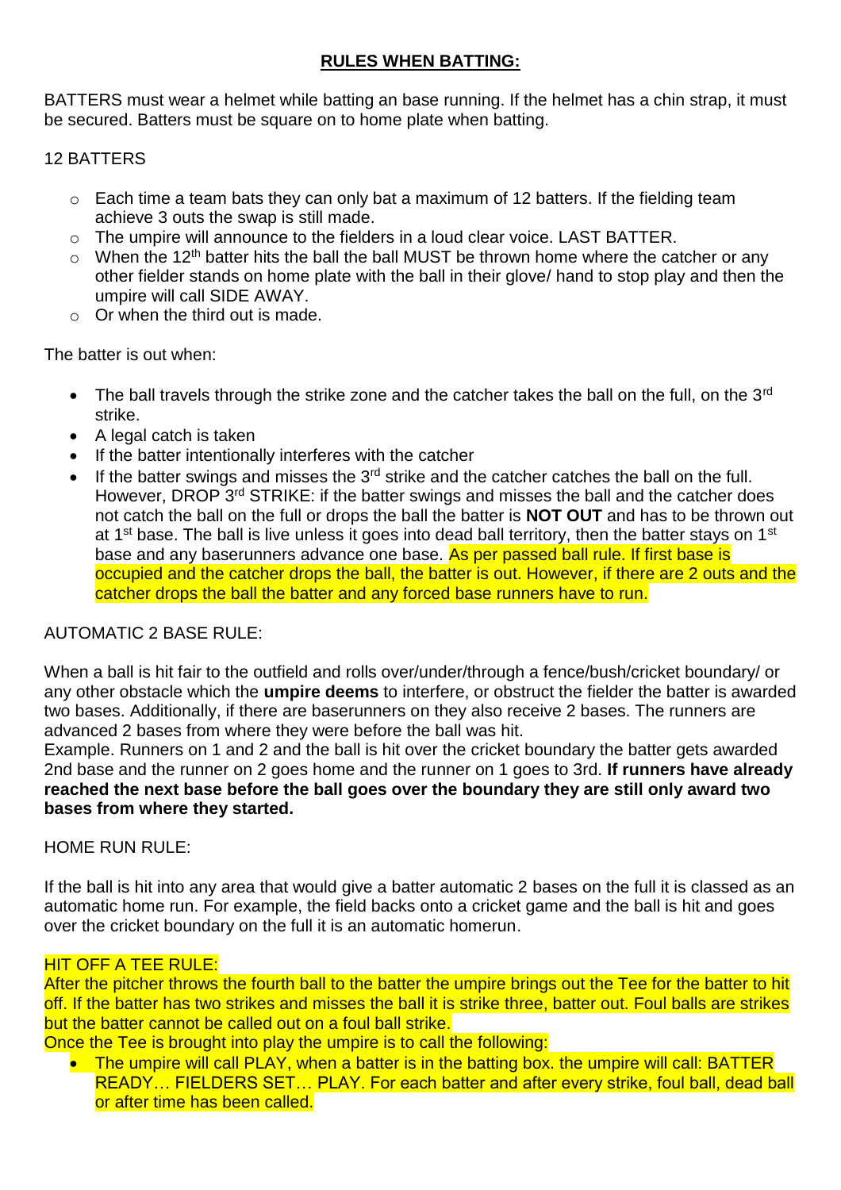## **RULES WHEN BATTING:**

BATTERS must wear a helmet while batting an base running. If the helmet has a chin strap, it must be secured. Batters must be square on to home plate when batting.

12 BATTERS

- Each time a team bats they can only bat a maximum of 12 batters. If the fielding team achieve 3 outs the swap is still made.
- The umpire will announce to the fielders in a loud clear voice. LAST BATTER.
- When the 12th batter hits the ball the ball MUST be thrown home where the catcher or any other fielder stands on home plate with the ball in their glove/ hand to stop play and then the umpire will call SIDE AWAY.
- Or when the third out is made.

The batter is out when:

- The ball travels through the strike zone and the catcher takes the ball on the full, on the 3rd strike.
- A legal catch is taken
- If the batter intentionally interferes with the catcher
- If the batter swings and misses the 3rd strike and the catcher catches the ball on the full. However, DROP 3rd STRIKE: if the batter swings and misses the ball and the catcher does not catch the ball on the full or drops the ball the batter is **NOT OUT** and has to be thrown out at 1st base. The ball is live unless it goes into dead ball territory, then the batter stays on 1st base and any baserunners advance one base. As per passed ball rule. If first base is occupied and the catcher drops the ball, the batter is out. However, if there are 2 outs and the catcher drops the ball the batter and any forced base runners have to run.

AUTOMATIC 2 BASE RULE:

When a ball is hit fair to the outfield and rolls over/under/through a fence/bush/cricket boundary/ or any other obstacle which the **umpire deems** to interfere, or obstruct the fielder the batter is awarded two bases. Additionally, if there are baserunners on they also receive 2 bases. The runners are advanced 2 bases from where they were before the ball was hit.
Example. Runners on 1 and 2 and the ball is hit over the cricket boundary the batter gets awarded 2nd base and the runner on 2 goes home and the runner on 1 goes to 3rd. **If runners have already reached the next base before the ball goes over the boundary they are still only award two bases from where they started.**

HOME RUN RULE:

If the ball is hit into any area that would give a batter automatic 2 bases on the full it is classed as an automatic home run. For example, the field backs onto a cricket game and the ball is hit and goes over the cricket boundary on the full it is an automatic homerun.

HIT OFF A TEE RULE:
After the pitcher throws the fourth ball to the batter the umpire brings out the Tee for the batter to hit off. If the batter has two strikes and misses the ball it is strike three, batter out. Foul balls are strikes but the batter cannot be called out on a foul ball strike.
Once the Tee is brought into play the umpire is to call the following:

- The umpire will call PLAY, when a batter is in the batting box. the umpire will call: BATTER READY… FIELDERS SET… PLAY. For each batter and after every strike, foul ball, dead ball or after time has been called.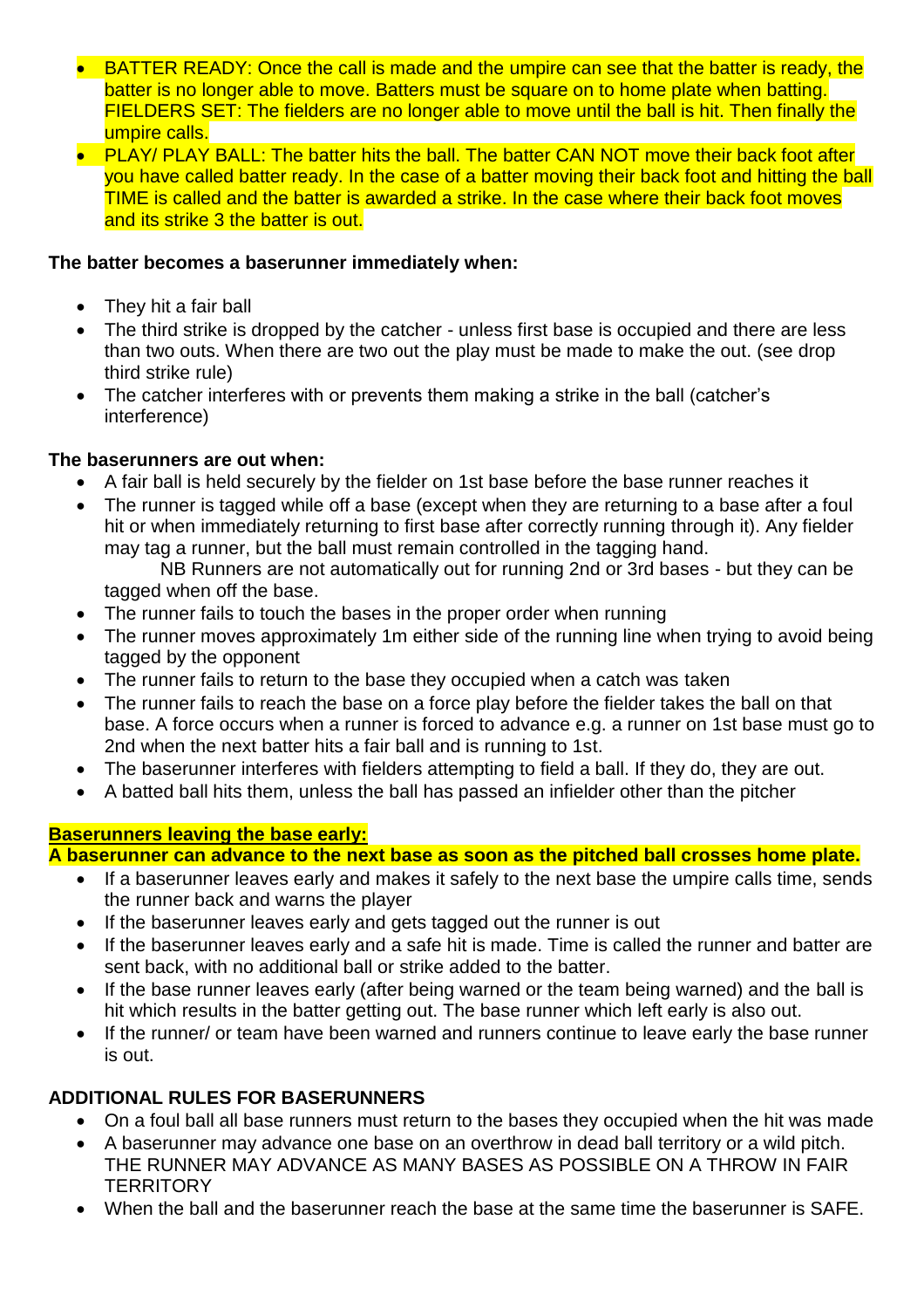- BATTER READY: Once the call is made and the umpire can see that the batter is ready, the batter is no longer able to move. Batters must be square on to home plate when batting. FIELDERS SET: The fielders are no longer able to move until the ball is hit. Then finally the umpire calls.
- PLAY/ PLAY BALL: The batter hits the ball. The batter CAN NOT move their back foot after you have called batter ready. In the case of a batter moving their back foot and hitting the ball TIME is called and the batter is awarded a strike. In the case where their back foot moves and its strike 3 the batter is out.

**The batter becomes a baserunner immediately when:**

- They hit a fair ball
- The third strike is dropped by the catcher - unless first base is occupied and there are less than two outs. When there are two out the play must be made to make the out. (see drop third strike rule)
- The catcher interferes with or prevents them making a strike in the ball (catcher's interference)

**The baserunners are out when:**

- A fair ball is held securely by the fielder on 1st base before the base runner reaches it
- The runner is tagged while off a base (except when they are returning to a base after a foul hit or when immediately returning to first base after correctly running through it). Any fielder may tag a runner, but the ball must remain controlled in the tagging hand.
  NB Runners are not automatically out for running 2nd or 3rd bases - but they can be tagged when off the base.
- The runner fails to touch the bases in the proper order when running
- The runner moves approximately 1m either side of the running line when trying to avoid being tagged by the opponent
- The runner fails to return to the base they occupied when a catch was taken
- The runner fails to reach the base on a force play before the fielder takes the ball on that base. A force occurs when a runner is forced to advance e.g. a runner on 1st base must go to 2nd when the next batter hits a fair ball and is running to 1st.
- The baserunner interferes with fielders attempting to field a ball. If they do, they are out.
- A batted ball hits them, unless the ball has passed an infielder other than the pitcher

**Baserunners leaving the base early:**

**A baserunner can advance to the next base as soon as the pitched ball crosses home plate.**

- If a baserunner leaves early and makes it safely to the next base the umpire calls time, sends the runner back and warns the player
- If the baserunner leaves early and gets tagged out the runner is out
- If the baserunner leaves early and a safe hit is made. Time is called the runner and batter are sent back, with no additional ball or strike added to the batter.
- If the base runner leaves early (after being warned or the team being warned) and the ball is hit which results in the batter getting out. The base runner which left early is also out.
- If the runner/ or team have been warned and runners continue to leave early the base runner is out.

**ADDITIONAL RULES FOR BASERUNNERS**

- On a foul ball all base runners must return to the bases they occupied when the hit was made
- A baserunner may advance one base on an overthrow in dead ball territory or a wild pitch. THE RUNNER MAY ADVANCE AS MANY BASES AS POSSIBLE ON A THROW IN FAIR TERRITORY
- When the ball and the baserunner reach the base at the same time the baserunner is SAFE.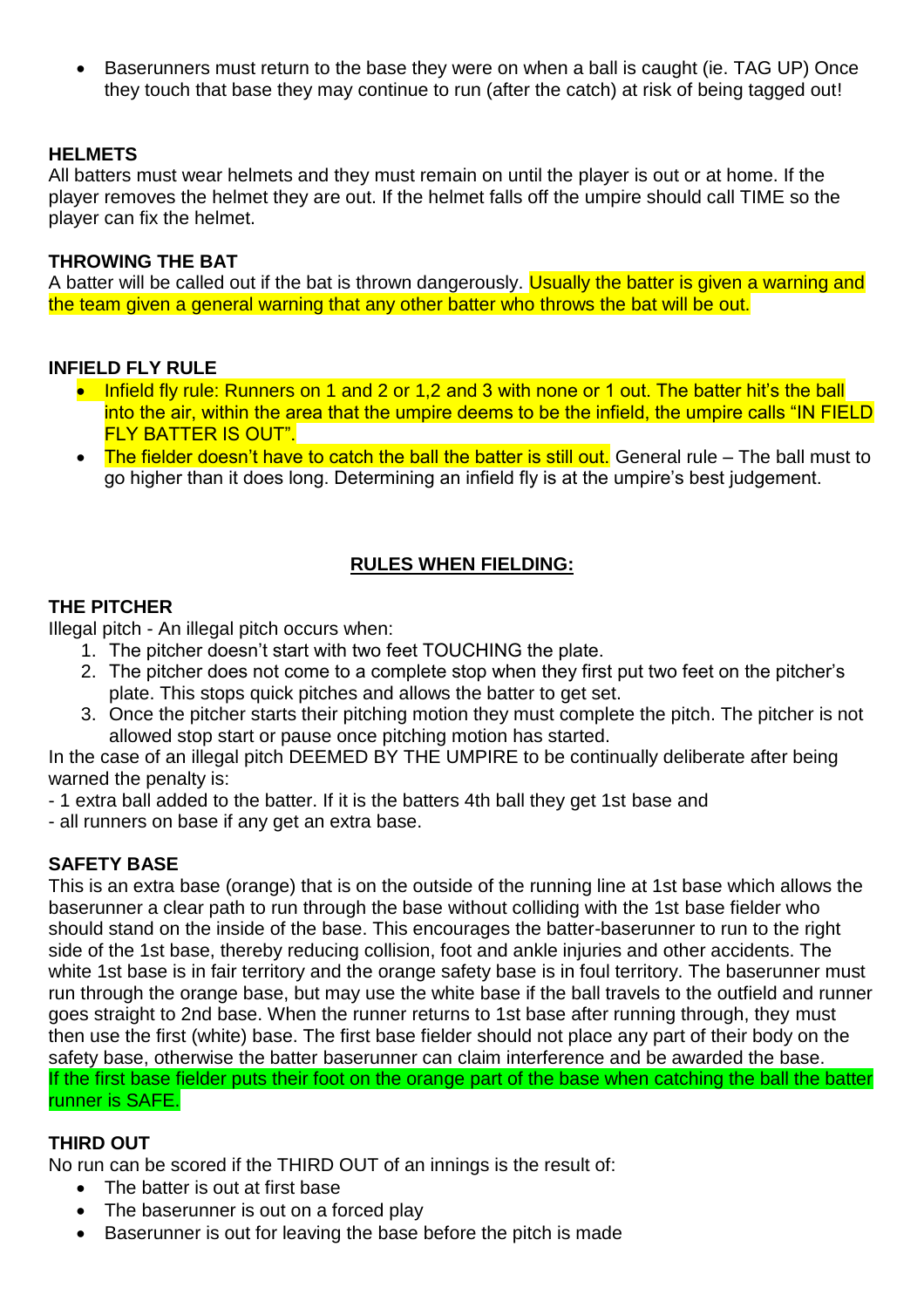- Baserunners must return to the base they were on when a ball is caught (ie. TAG UP) Once they touch that base they may continue to run (after the catch) at risk of being tagged out!

**HELMETS**

All batters must wear helmets and they must remain on until the player is out or at home. If the player removes the helmet they are out. If the helmet falls off the umpire should call TIME so the player can fix the helmet.

**THROWING THE BAT**

A batter will be called out if the bat is thrown dangerously. Usually the batter is given a warning and the team given a general warning that any other batter who throws the bat will be out.

**INFIELD FLY RULE**

- Infield fly rule: Runners on 1 and 2 or 1,2 and 3 with none or 1 out. The batter hit's the ball into the air, within the area that the umpire deems to be the infield, the umpire calls "IN FIELD FLY BATTER IS OUT".
- The fielder doesn't have to catch the ball the batter is still out. General rule – The ball must to go higher than it does long. Determining an infield fly is at the umpire's best judgement.

## RULES WHEN FIELDING:

**THE PITCHER**

Illegal pitch - An illegal pitch occurs when:

1. The pitcher doesn't start with two feet TOUCHING the plate.
2. The pitcher does not come to a complete stop when they first put two feet on the pitcher's plate. This stops quick pitches and allows the batter to get set.
3. Once the pitcher starts their pitching motion they must complete the pitch. The pitcher is not allowed stop start or pause once pitching motion has started.

In the case of an illegal pitch DEEMED BY THE UMPIRE to be continually deliberate after being warned the penalty is:

- 1 extra ball added to the batter. If it is the batters 4th ball they get 1st base and
- all runners on base if any get an extra base.

**SAFETY BASE**

This is an extra base (orange) that is on the outside of the running line at 1st base which allows the baserunner a clear path to run through the base without colliding with the 1st base fielder who should stand on the inside of the base. This encourages the batter-baserunner to run to the right side of the 1st base, thereby reducing collision, foot and ankle injuries and other accidents. The white 1st base is in fair territory and the orange safety base is in foul territory. The baserunner must run through the orange base, but may use the white base if the ball travels to the outfield and runner goes straight to 2nd base. When the runner returns to 1st base after running through, they must then use the first (white) base. The first base fielder should not place any part of their body on the safety base, otherwise the batter baserunner can claim interference and be awarded the base. If the first base fielder puts their foot on the orange part of the base when catching the ball the batter runner is SAFE.

**THIRD OUT**

No run can be scored if the THIRD OUT of an innings is the result of:

- The batter is out at first base
- The baserunner is out on a forced play
- Baserunner is out for leaving the base before the pitch is made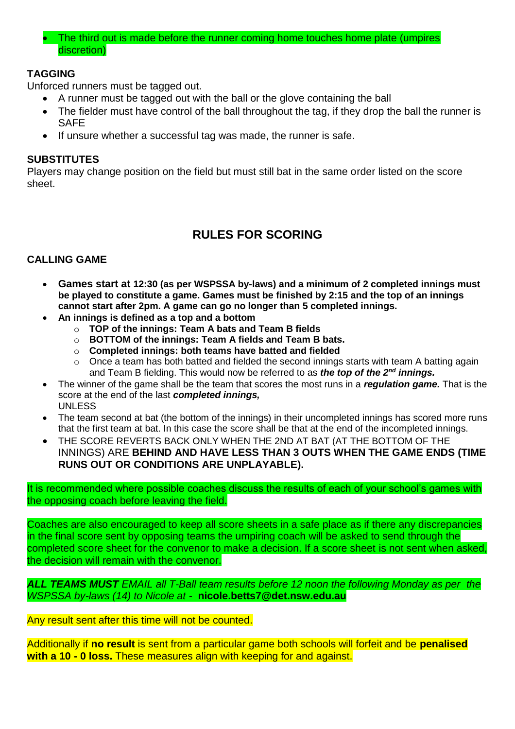- The third out is made before the runner coming home touches home plate (umpires discretion)

**TAGGING**

Unforced runners must be tagged out.

- A runner must be tagged out with the ball or the glove containing the ball
- The fielder must have control of the ball throughout the tag, if they drop the ball the runner is SAFE
- If unsure whether a successful tag was made, the runner is safe.

**SUBSTITUTES**

Players may change position on the field but must still bat in the same order listed on the score sheet.

## RULES FOR SCORING

**CALLING GAME**

- **Games start at 12:30 (as per WSPSSA by-laws) and a minimum of 2 completed innings must be played to constitute a game. Games must be finished by 2:15 and the top of an innings cannot start after 2pm. A game can go no longer than 5 completed innings.**
- **An innings is defined as a top and a bottom**
    - **TOP of the innings: Team A bats and Team B fields**
    - **BOTTOM of the innings: Team A fields and Team B bats.**
    - **Completed innings: both teams have batted and fielded**
    - Once a team has both batted and fielded the second innings starts with team A batting again and Team B fielding. This would now be referred to as ***the top of the 2nd innings.***
- The winner of the game shall be the team that scores the most runs in a ***regulation game.*** That is the score at the end of the last ***completed innings,***
  UNLESS
- The team second at bat (the bottom of the innings) in their uncompleted innings has scored more runs that the first team at bat. In this case the score shall be that at the end of the incompleted innings.
- THE SCORE REVERTS BACK ONLY WHEN THE 2ND AT BAT (AT THE BOTTOM OF THE INNINGS) ARE **BEHIND AND HAVE LESS THAN 3 OUTS WHEN THE GAME ENDS (TIME RUNS OUT OR CONDITIONS ARE UNPLAYABLE).**

It is recommended where possible coaches discuss the results of each of your school's games with the opposing coach before leaving the field.

Coaches are also encouraged to keep all score sheets in a safe place as if there any discrepancies in the final score sent by opposing teams the umpiring coach will be asked to send through the completed score sheet for the convenor to make a decision. If a score sheet is not sent when asked, the decision will remain with the convenor.

***ALL TEAMS MUST*** *EMAIL all T-Ball team results before 12 noon the following Monday as per the WSPSSA by-laws (14) to Nicole at -* **nicole.betts7@det.nsw.edu.au**

Any result sent after this time will not be counted.

Additionally if **no result** is sent from a particular game both schools will forfeit and be **penalised with a 10 - 0 loss.** These measures align with keeping for and against.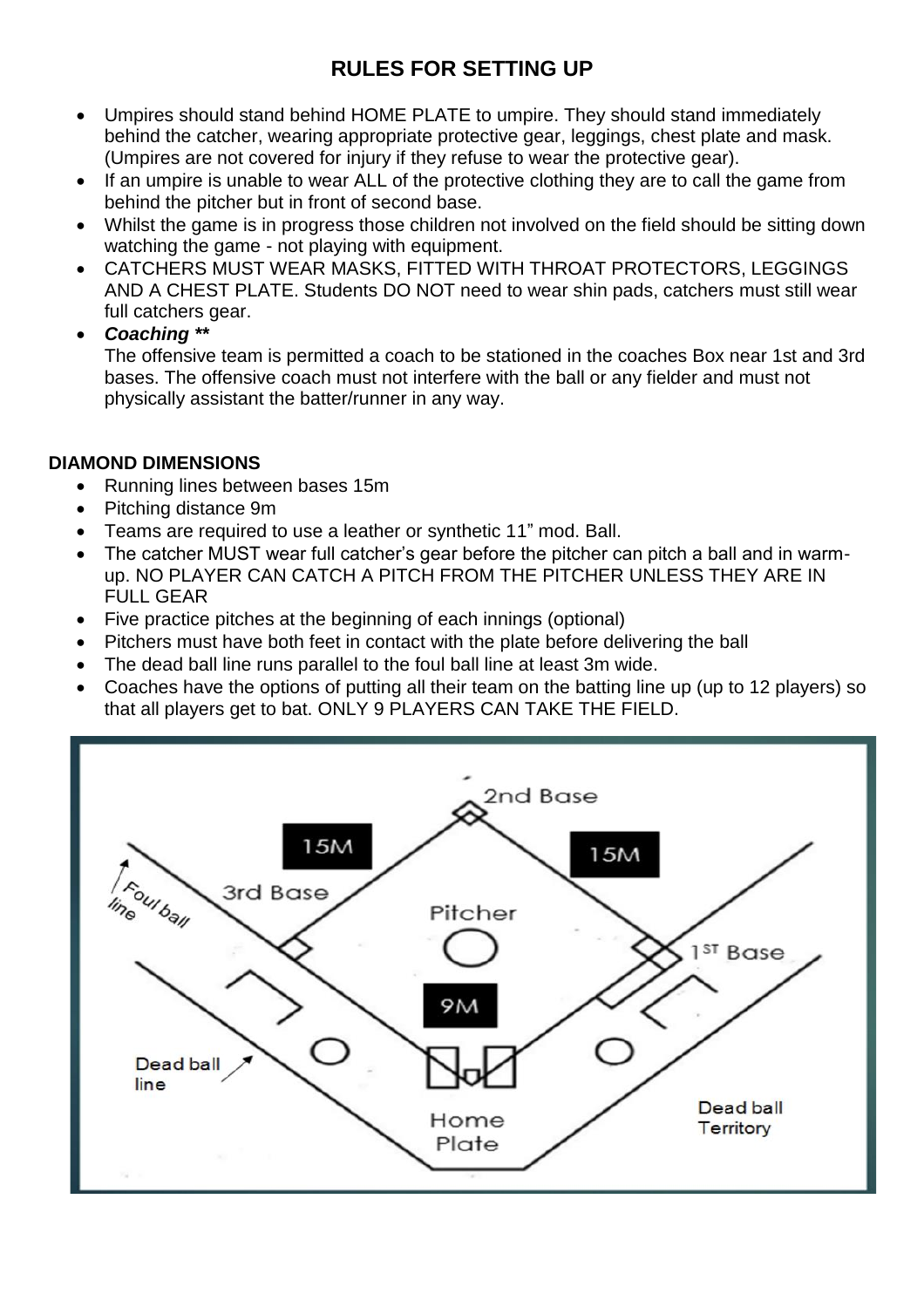## RULES FOR SETTING UP

- Umpires should stand behind HOME PLATE to umpire. They should stand immediately behind the catcher, wearing appropriate protective gear, leggings, chest plate and mask. (Umpires are not covered for injury if they refuse to wear the protective gear).
- If an umpire is unable to wear ALL of the protective clothing they are to call the game from behind the pitcher but in front of second base.
- Whilst the game is in progress those children not involved on the field should be sitting down watching the game - not playing with equipment.
- CATCHERS MUST WEAR MASKS, FITTED WITH THROAT PROTECTORS, LEGGINGS AND A CHEST PLATE. Students DO NOT need to wear shin pads, catchers must still wear full catchers gear.
- ***Coaching \*\****
  The offensive team is permitted a coach to be stationed in the coaches Box near 1st and 3rd bases. The offensive coach must not interfere with the ball or any fielder and must not physically assistant the batter/runner in any way.

**DIAMOND DIMENSIONS**

- Running lines between bases 15m
- Pitching distance 9m
- Teams are required to use a leather or synthetic 11" mod. Ball.
- The catcher MUST wear full catcher's gear before the pitcher can pitch a ball and in warm-up. NO PLAYER CAN CATCH A PITCH FROM THE PITCHER UNLESS THEY ARE IN FULL GEAR
- Five practice pitches at the beginning of each innings (optional)
- Pitchers must have both feet in contact with the plate before delivering the ball
- The dead ball line runs parallel to the foul ball line at least 3m wide.
- Coaches have the options of putting all their team on the batting line up (up to 12 players) so that all players get to bat. ONLY 9 PLAYERS CAN TAKE THE FIELD.

2nd Base
15M
15M
3rd Base
Pitcher
1ST Base
Foul ball line
9M
Dead ball line
Home Plate
Dead ball Territory